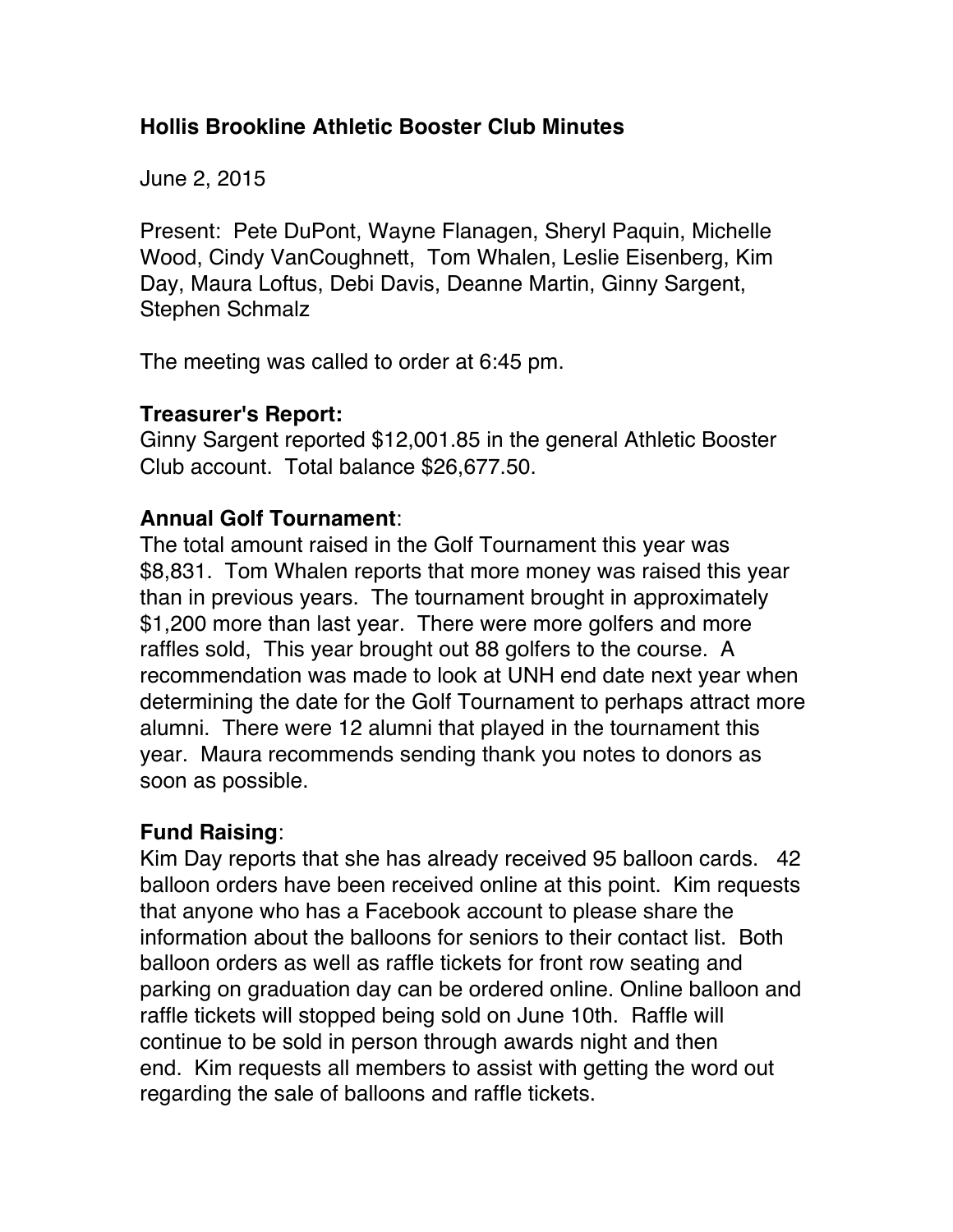# Hollis Brookline Athletic Booster Club Minutes

June 2, 2015

Present: Pete DuPont, Wayne Flanagen, Sheryl Paquin, Michelle Wood, Cindy VanCoughnett, Tom Whalen, Leslie Eisenberg, Kim Day, Maura Loftus, Debi Davis, Deanne Martin, Ginny Sargent, Stephen Schmalz

The meeting was called to order at 6:45 pm.

**Treasurer's Report:**
Ginny Sargent reported $12,001.85 in the general Athletic Booster Club account. Total balance $26,677.50.

**Annual Golf Tournament**:
The total amount raised in the Golf Tournament this year was $8,831. Tom Whalen reports that more money was raised this year than in previous years. The tournament brought in approximately $1,200 more than last year. There were more golfers and more raffles sold, This year brought out 88 golfers to the course. A recommendation was made to look at UNH end date next year when determining the date for the Golf Tournament to perhaps attract more alumni. There were 12 alumni that played in the tournament this year. Maura recommends sending thank you notes to donors as soon as possible.

**Fund Raising**:
Kim Day reports that she has already received 95 balloon cards. 42 balloon orders have been received online at this point. Kim requests that anyone who has a Facebook account to please share the information about the balloons for seniors to their contact list. Both balloon orders as well as raffle tickets for front row seating and parking on graduation day can be ordered online. Online balloon and raffle tickets will stopped being sold on June 10th. Raffle will continue to be sold in person through awards night and then end. Kim requests all members to assist with getting the word out regarding the sale of balloons and raffle tickets.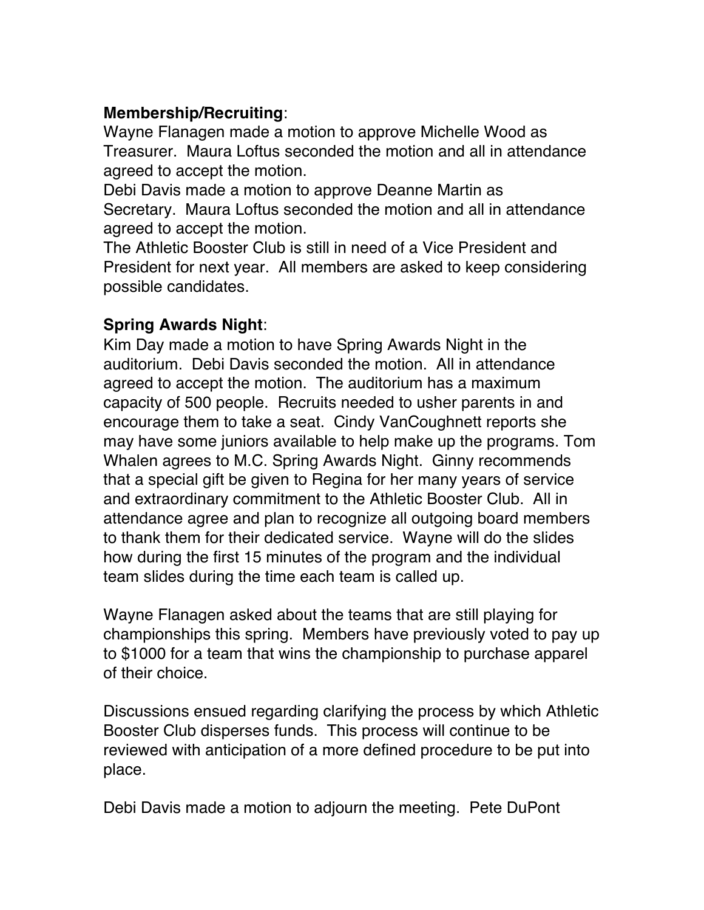**Membership/Recruiting**:
Wayne Flanagen made a motion to approve Michelle Wood as Treasurer. Maura Loftus seconded the motion and all in attendance agreed to accept the motion.
Debi Davis made a motion to approve Deanne Martin as Secretary. Maura Loftus seconded the motion and all in attendance agreed to accept the motion.
The Athletic Booster Club is still in need of a Vice President and President for next year. All members are asked to keep considering possible candidates.

**Spring Awards Night**:
Kim Day made a motion to have Spring Awards Night in the auditorium. Debi Davis seconded the motion. All in attendance agreed to accept the motion. The auditorium has a maximum capacity of 500 people. Recruits needed to usher parents in and encourage them to take a seat. Cindy VanCoughnett reports she may have some juniors available to help make up the programs. Tom Whalen agrees to M.C. Spring Awards Night. Ginny recommends that a special gift be given to Regina for her many years of service and extraordinary commitment to the Athletic Booster Club. All in attendance agree and plan to recognize all outgoing board members to thank them for their dedicated service. Wayne will do the slides how during the first 15 minutes of the program and the individual team slides during the time each team is called up.

Wayne Flanagen asked about the teams that are still playing for championships this spring. Members have previously voted to pay up to $1000 for a team that wins the championship to purchase apparel of their choice.

Discussions ensued regarding clarifying the process by which Athletic Booster Club disperses funds. This process will continue to be reviewed with anticipation of a more defined procedure to be put into place.

Debi Davis made a motion to adjourn the meeting. Pete DuPont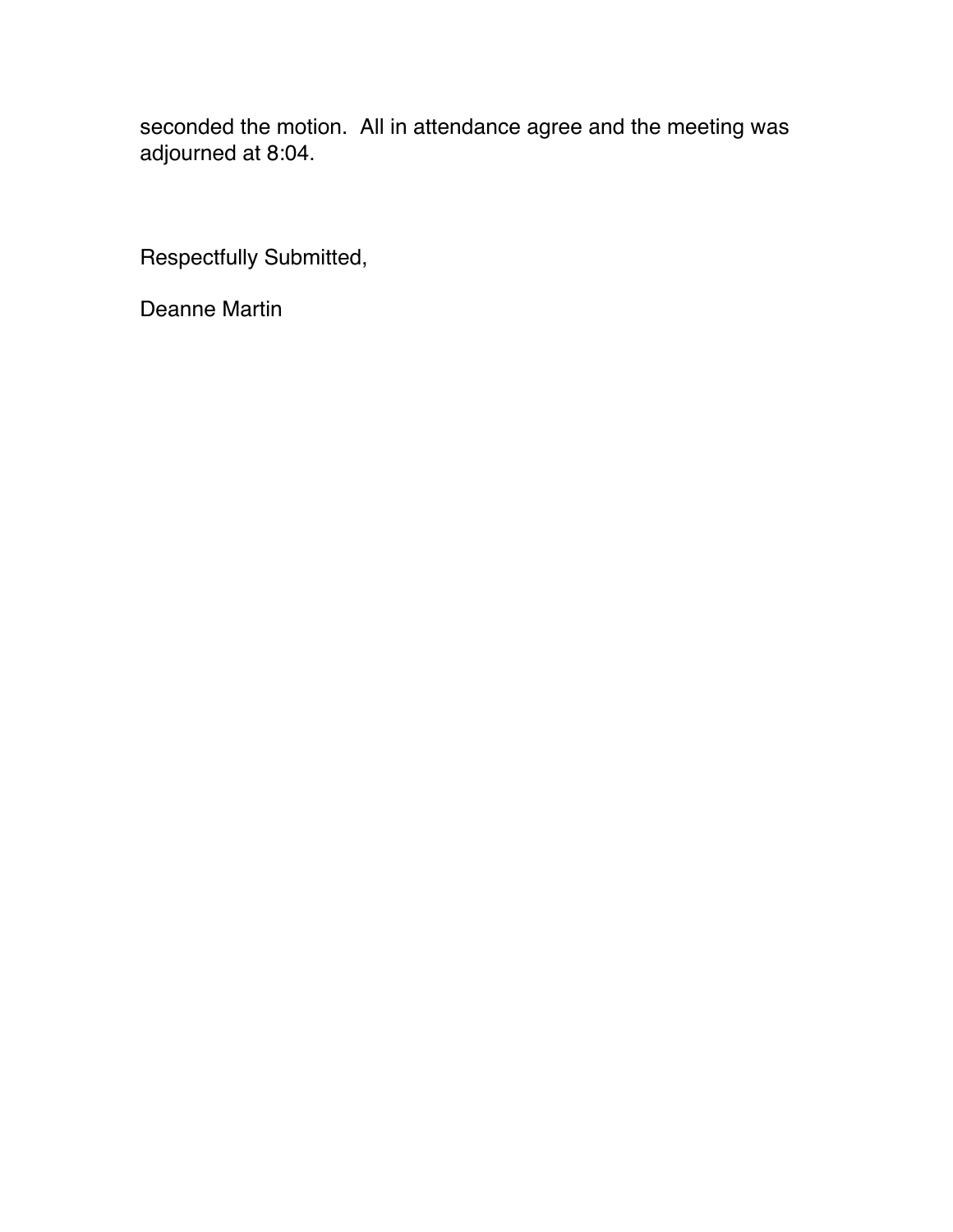seconded the motion.  All in attendance agree and the meeting was adjourned at 8:04.

Respectfully Submitted,

Deanne Martin